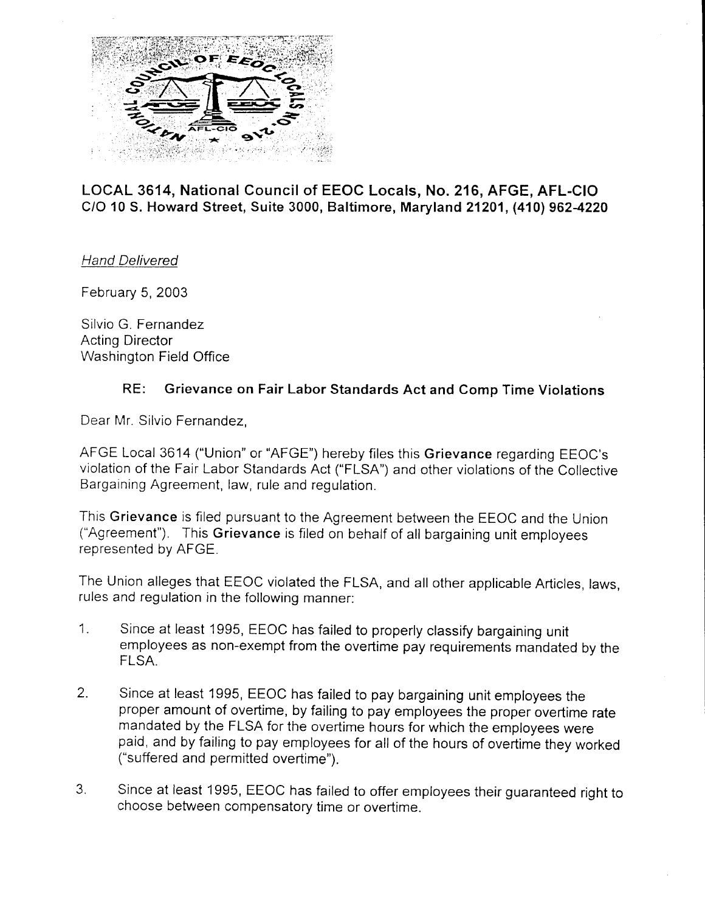**LOCAL 3614, National Council of EEOC Locals, No. 216, AFGE, AFL-CIO**
**C/O 10 S. Howard Street, Suite 3000, Baltimore, Maryland 21201, (410) 962-4220**

*Hand Delivered*

February 5, 2003

Silvio G. Fernandez
Acting Director
Washington Field Office

**RE: Grievance on Fair Labor Standards Act and Comp Time Violations**

Dear Mr. Silvio Fernandez,

AFGE Local 3614 ("Union" or "AFGE") hereby files this **Grievance** regarding EEOC's violation of the Fair Labor Standards Act ("FLSA") and other violations of the Collective Bargaining Agreement, law, rule and regulation.

This **Grievance** is filed pursuant to the Agreement between the EEOC and the Union ("Agreement"). This **Grievance** is filed on behalf of all bargaining unit employees represented by AFGE.

The Union alleges that EEOC violated the FLSA, and all other applicable Articles, laws, rules and regulation in the following manner:

1. Since at least 1995, EEOC has failed to properly classify bargaining unit employees as non-exempt from the overtime pay requirements mandated by the FLSA.

2. Since at least 1995, EEOC has failed to pay bargaining unit employees the proper amount of overtime, by failing to pay employees the proper overtime rate mandated by the FLSA for the overtime hours for which the employees were paid, and by failing to pay employees for all of the hours of overtime they worked ("suffered and permitted overtime").

3. Since at least 1995, EEOC has failed to offer employees their guaranteed right to choose between compensatory time or overtime.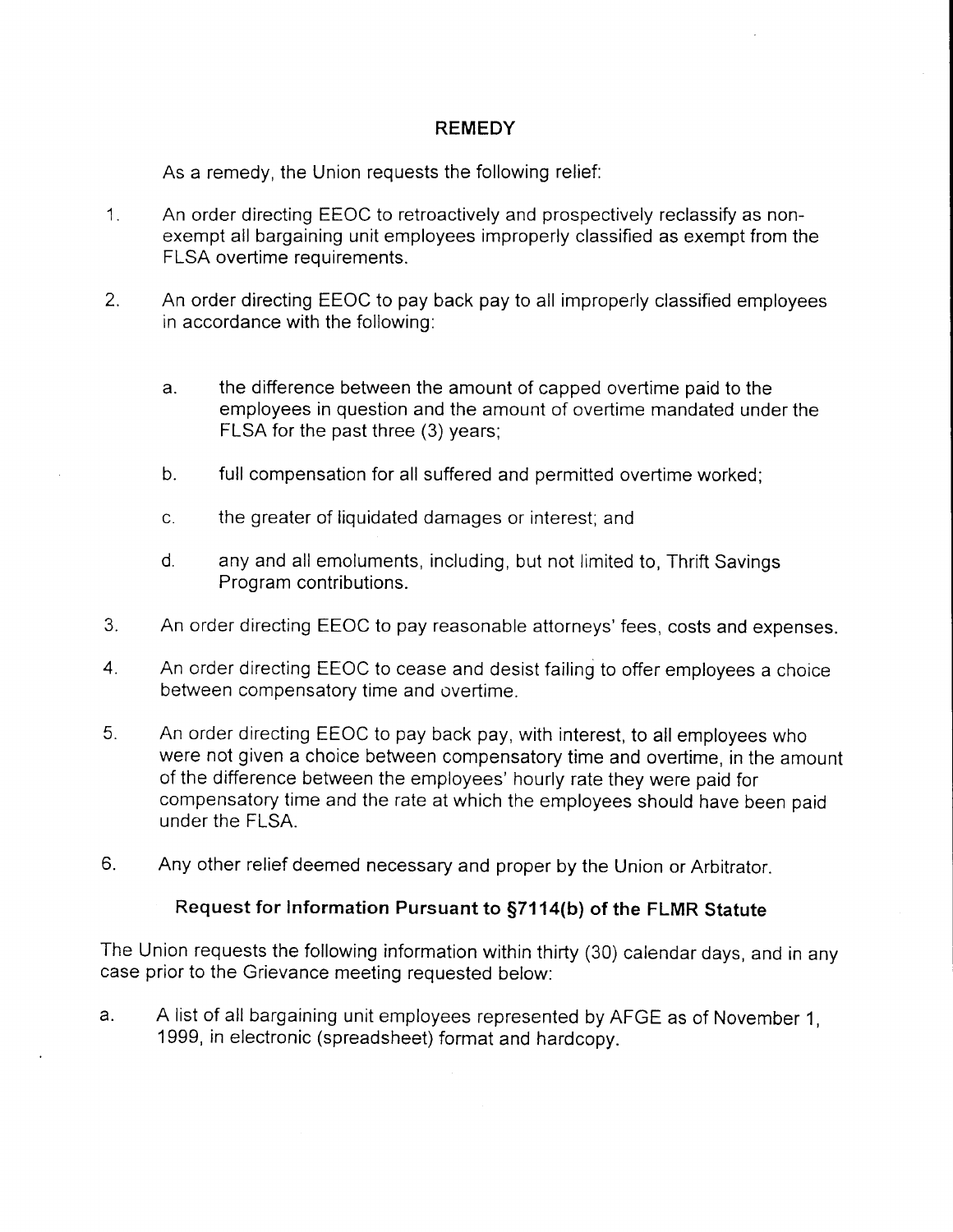## REMEDY

As a remedy, the Union requests the following relief:

1. An order directing EEOC to retroactively and prospectively reclassify as non-exempt all bargaining unit employees improperly classified as exempt from the FLSA overtime requirements.

2. An order directing EEOC to pay back pay to all improperly classified employees in accordance with the following:

   a. the difference between the amount of capped overtime paid to the employees in question and the amount of overtime mandated under the FLSA for the past three (3) years;

   b. full compensation for all suffered and permitted overtime worked;

   c. the greater of liquidated damages or interest; and

   d. any and all emoluments, including, but not limited to, Thrift Savings Program contributions.

3. An order directing EEOC to pay reasonable attorneys' fees, costs and expenses.

4. An order directing EEOC to cease and desist failing to offer employees a choice between compensatory time and overtime.

5. An order directing EEOC to pay back pay, with interest, to all employees who were not given a choice between compensatory time and overtime, in the amount of the difference between the employees' hourly rate they were paid for compensatory time and the rate at which the employees should have been paid under the FLSA.

6. Any other relief deemed necessary and proper by the Union or Arbitrator.

### Request for Information Pursuant to §7114(b) of the FLMR Statute

The Union requests the following information within thirty (30) calendar days, and in any case prior to the Grievance meeting requested below:

a. A list of all bargaining unit employees represented by AFGE as of November 1, 1999, in electronic (spreadsheet) format and hardcopy.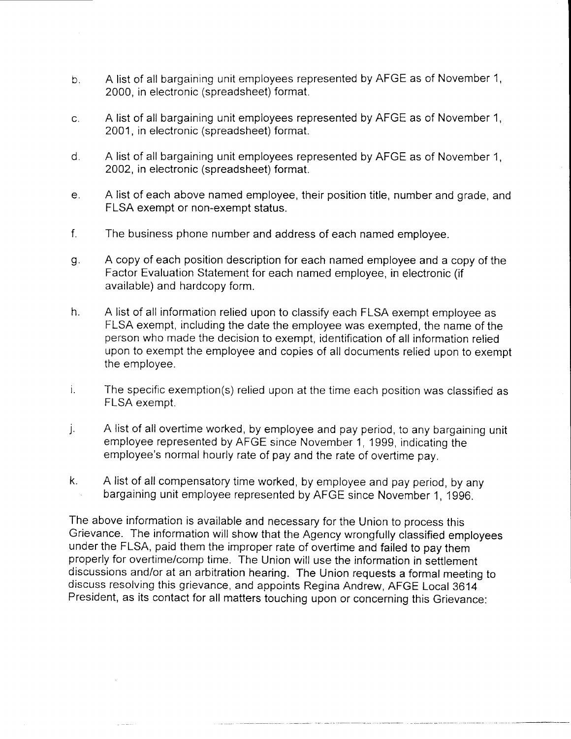b. A list of all bargaining unit employees represented by AFGE as of November 1, 2000, in electronic (spreadsheet) format.

c. A list of all bargaining unit employees represented by AFGE as of November 1, 2001, in electronic (spreadsheet) format.

d. A list of all bargaining unit employees represented by AFGE as of November 1, 2002, in electronic (spreadsheet) format.

e. A list of each above named employee, their position title, number and grade, and FLSA exempt or non-exempt status.

f. The business phone number and address of each named employee.

g. A copy of each position description for each named employee and a copy of the Factor Evaluation Statement for each named employee, in electronic (if available) and hardcopy form.

h. A list of all information relied upon to classify each FLSA exempt employee as FLSA exempt, including the date the employee was exempted, the name of the person who made the decision to exempt, identification of all information relied upon to exempt the employee and copies of all documents relied upon to exempt the employee.

i. The specific exemption(s) relied upon at the time each position was classified as FLSA exempt.

j. A list of all overtime worked, by employee and pay period, to any bargaining unit employee represented by AFGE since November 1, 1999, indicating the employee's normal hourly rate of pay and the rate of overtime pay.

k. A list of all compensatory time worked, by employee and pay period, by any bargaining unit employee represented by AFGE since November 1, 1996.

The above information is available and necessary for the Union to process this Grievance. The information will show that the Agency wrongfully classified employees under the FLSA, paid them the improper rate of overtime and failed to pay them properly for overtime/comp time. The Union will use the information in settlement discussions and/or at an arbitration hearing. The Union requests a formal meeting to discuss resolving this grievance, and appoints Regina Andrew, AFGE Local 3614 President, as its contact for all matters touching upon or concerning this Grievance: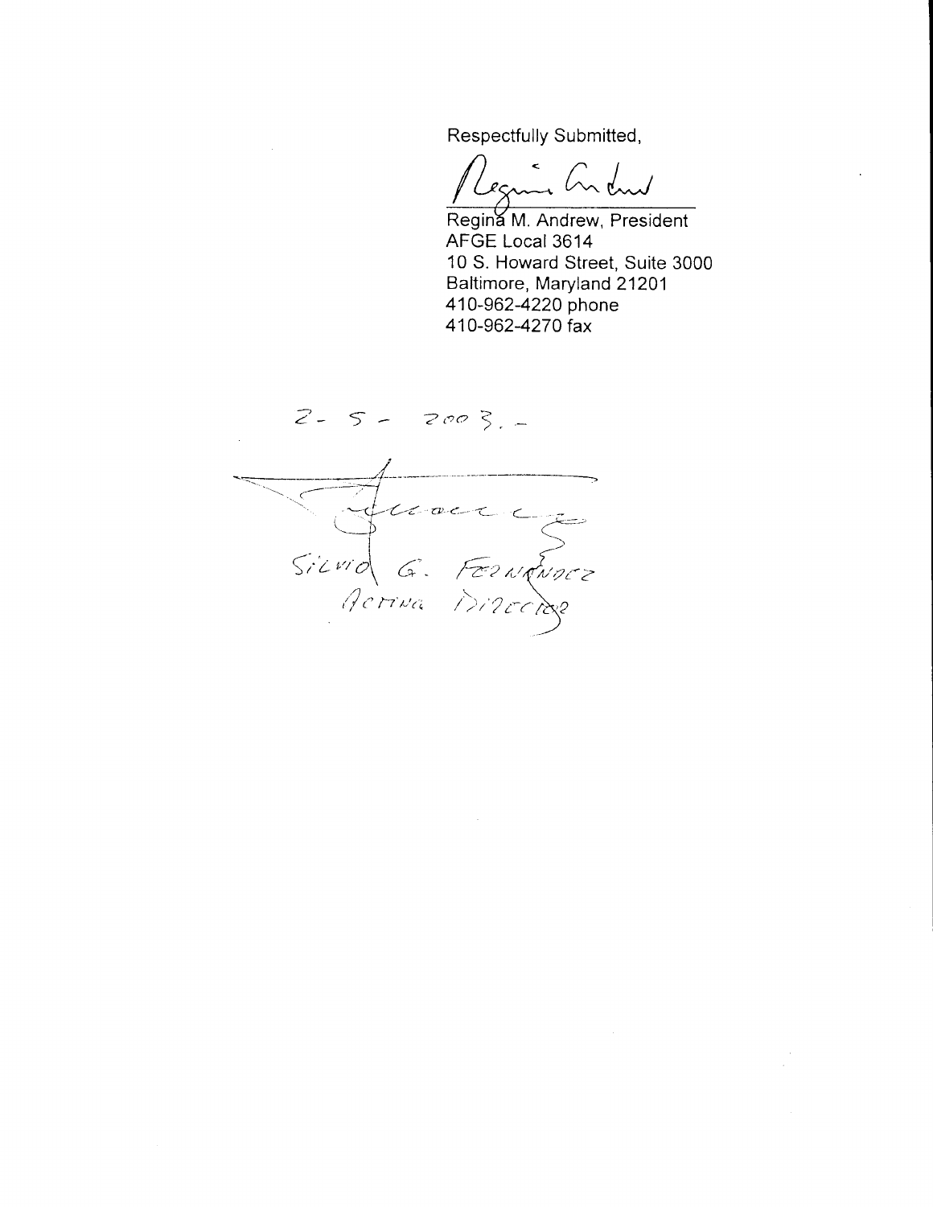Respectfully Submitted,

Regina M. Andrew, President
AFGE Local 3614
10 S. Howard Street, Suite 3000
Baltimore, Maryland 21201
410-962-4220 phone
410-962-4270 fax

2-5-2003.-

Silvio G. Fernandez
Acting Director